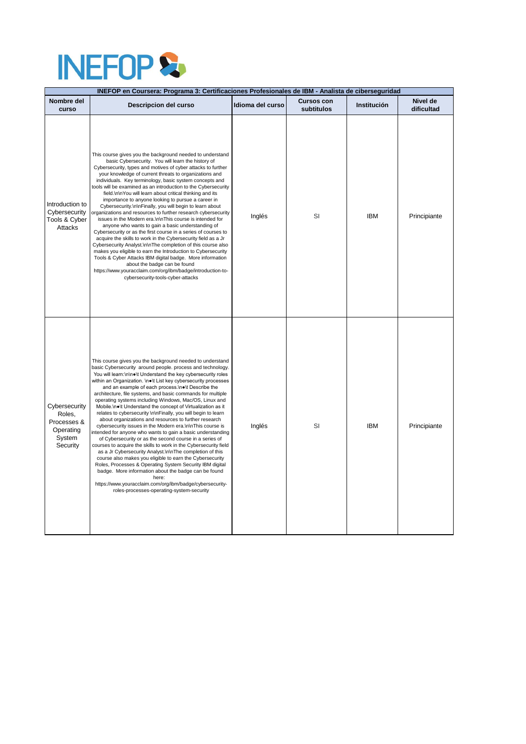INEFOP

| INEFOP en Coursera: Programa 3: Certificaciones Profesionales de IBM - Analista de ciberseguridad | | | | | |
|---|---|---|---|---|---|
| **Nombre del curso** | **Descripcion del curso** | **Idioma del curso** | **Cursos con subtitulos** | **Institución** | **Nivel de dificultad** |
| Introduction to Cybersecurity Tools & Cyber Attacks | This course gives you the background needed to understand basic Cybersecurity. You will learn the history of Cybersecurity, types and motives of cyber attacks to further your knowledge of current threats to organizations and individuals. Key terminology, basic system concepts and tools will be examined as an introduction to the Cybersecurity field.\n\nYou will learn about critical thinking and its importance to anyone looking to pursue a career in Cybersecurity.\n\nFinally, you will begin to learn about organizations and resources to further research cybersecurity issues in the Modern era.\n\nThis course is intended for anyone who wants to gain a basic understanding of Cybersecurity or as the first course in a series of courses to acquire the skills to work in the Cybersecurity field as a Jr Cybersecurity Analyst.\n\nThe completion of this course also makes you eligible to earn the Introduction to Cybersecurity Tools & Cyber Attacks IBM digital badge. More information about the badge can be found https://www.youracclaim.com/org/ibm/badge/introduction-to-cybersecurity-tools-cyber-attacks | Inglés | SI | IBM | Principiante |
| Cybersecurity Roles, Processes & Operating System Security | This course gives you the background needed to understand basic Cybersecurity around people. process and technology. You will learn:\n\n●\t Understand the key cybersecurity roles within an Organization. \n●\t List key cybersecurity processes and an example of each process.\n●\t Describe the architecture, file systems, and basic commands for multiple operating systems including Windows, Mac/OS, Linux and Mobile.\n●\t Understand the concept of Virtualization as it relates to cybersecurity \n\nFinally, you will begin to learn about organizations and resources to further research cybersecurity issues in the Modern era.\n\nThis course is intended for anyone who wants to gain a basic understanding of Cybersecurity or as the second course in a series of courses to acquire the skills to work in the Cybersecurity field as a Jr Cybersecurity Analyst.\n\nThe completion of this course also makes you eligible to earn the Cybersecurity Roles, Processes & Operating System Security IBM digital badge. More information about the badge can be found here: https://www.youracclaim.com/org/ibm/badge/cybersecurity-roles-processes-operating-system-security | Inglés | SI | IBM | Principiante |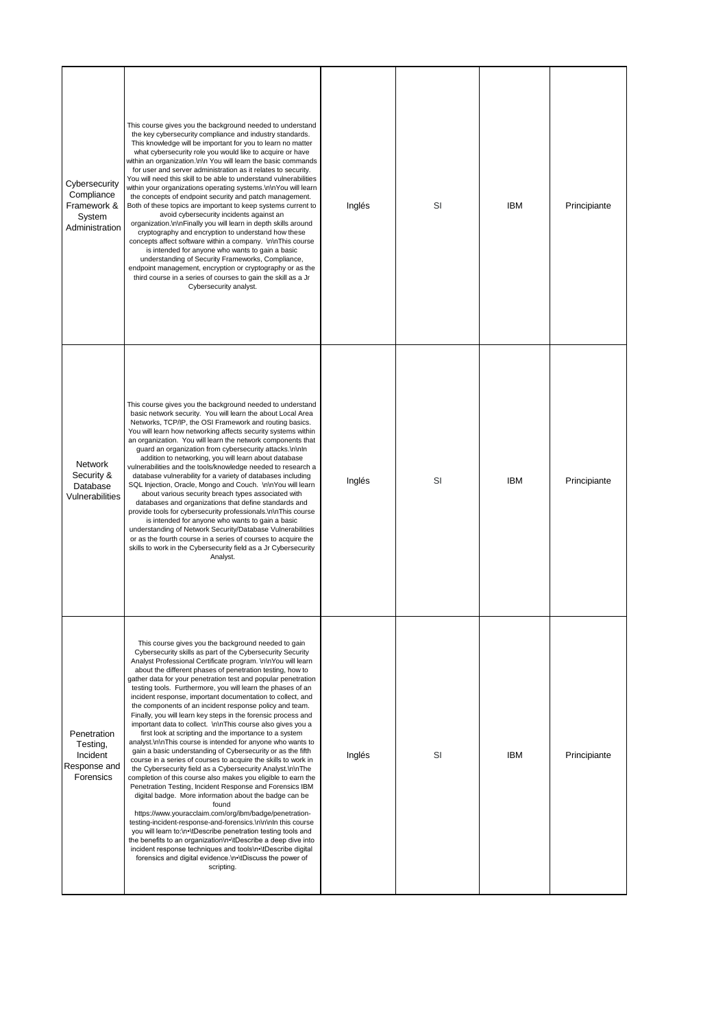| | | | | | |
|---|---|---|---|---|---|
| Cybersecurity Compliance Framework & System Administration | This course gives you the background needed to understand the key cybersecurity compliance and industry standards. This knowledge will be important for you to learn no matter what cybersecurity role you would like to acquire or have within an organization.\n\n You will learn the basic commands for user and server administration as it relates to security. You will need this skill to be able to understand vulnerabilities within your organizations operating systems.\n\nYou will learn the concepts of endpoint security and patch management. Both of these topics are important to keep systems current to avoid cybersecurity incidents against an organization.\n\nFinally you will learn in depth skills around cryptography and encryption to understand how these concepts affect software within a company. \n\nThis course is intended for anyone who wants to gain a basic understanding of Security Frameworks, Compliance, endpoint management, encryption or cryptography or as the third course in a series of courses to gain the skill as a Jr Cybersecurity analyst. | Inglés | SI | IBM | Principiante |
| Network Security & Database Vulnerabilities | This course gives you the background needed to understand basic network security. You will learn the about Local Area Networks, TCP/IP, the OSI Framework and routing basics. You will learn how networking affects security systems within an organization. You will learn the network components that guard an organization from cybersecurity attacks.\n\nIn addition to networking, you will learn about database vulnerabilities and the tools/knowledge needed to research a database vulnerability for a variety of databases including SQL Injection, Oracle, Mongo and Couch. \n\nYou will learn about various security breach types associated with databases and organizations that define standards and provide tools for cybersecurity professionals.\n\nThis course is intended for anyone who wants to gain a basic understanding of Network Security/Database Vulnerabilities or as the fourth course in a series of courses to acquire the skills to work in the Cybersecurity field as a Jr Cybersecurity Analyst. | Inglés | SI | IBM | Principiante |
| Penetration Testing, Incident Response and Forensics | This course gives you the background needed to gain Cybersecurity skills as part of the Cybersecurity Security Analyst Professional Certificate program. \n\nYou will learn about the different phases of penetration testing, how to gather data for your penetration test and popular penetration testing tools. Furthermore, you will learn the phases of an incident response, important documentation to collect, and the components of an incident response policy and team. Finally, you will learn key steps in the forensic process and important data to collect. \n\nThis course also gives you a first look at scripting and the importance to a system analyst.\n\nThis course is intended for anyone who wants to gain a basic understanding of Cybersecurity or as the fifth course in a series of courses to acquire the skills to work in the Cybersecurity field as a Cybersecurity Analyst.\n\nThe completion of this course also makes you eligible to earn the Penetration Testing, Incident Response and Forensics IBM digital badge. More information about the badge can be found https://www.youracclaim.com/org/ibm/badge/penetration-testing-incident-response-and-forensics.\n\n\nIn this course you will learn to:\n•\tDescribe penetration testing tools and the benefits to an organization\n•\tDescribe a deep dive into incident response techniques and tools\n•\tDescribe digital forensics and digital evidence.\n•\tDiscuss the power of scripting. | Inglés | SI | IBM | Principiante |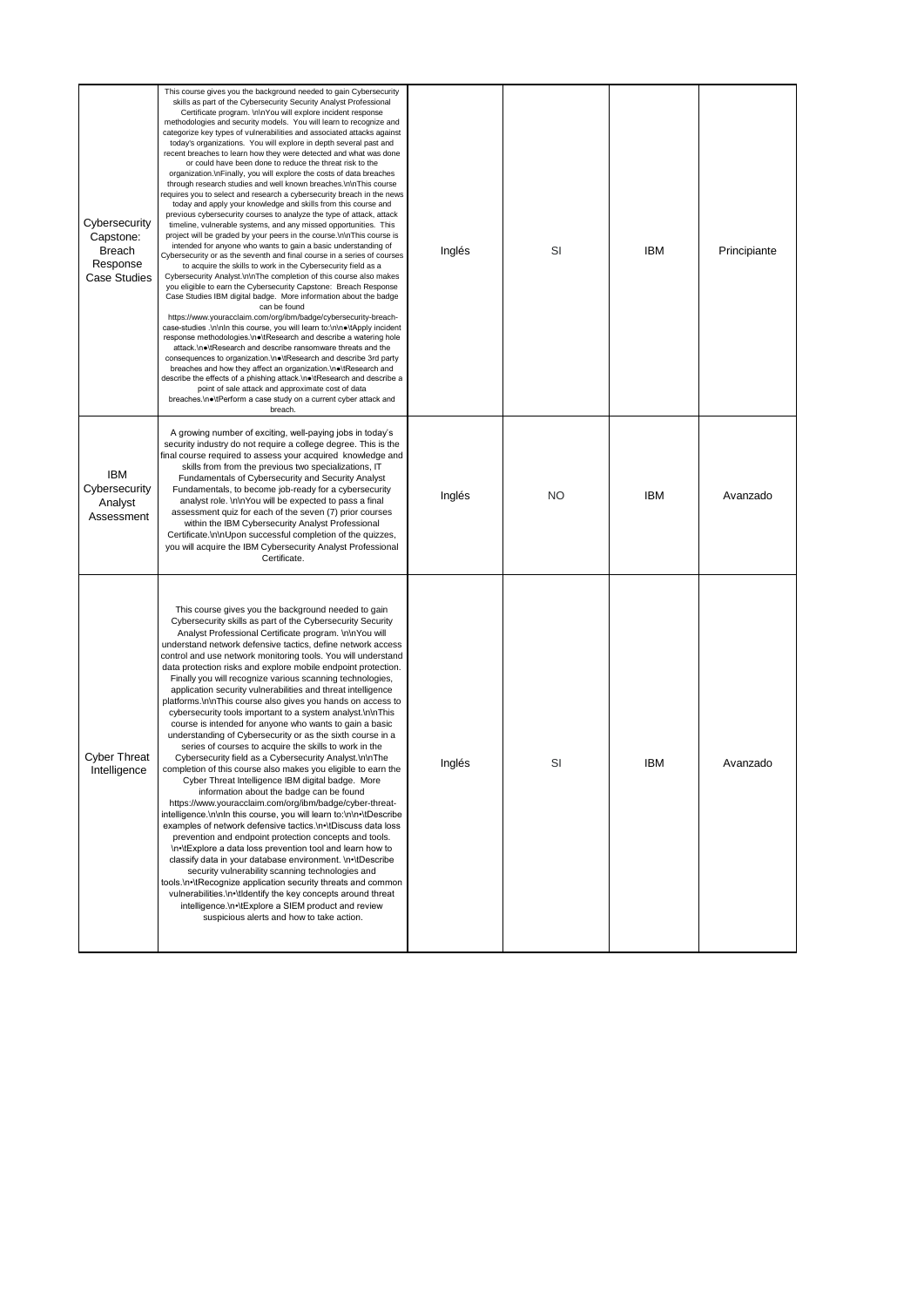| | | | | | |
|---|---|---|---|---|---|
| Cybersecurity Capstone: Breach Response Case Studies | This course gives you the background needed to gain Cybersecurity skills as part of the Cybersecurity Security Analyst Professional Certificate program. \n\nYou will explore incident response methodologies and security models. You will learn to recognize and categorize key types of vulnerabilities and associated attacks against today's organizations. You will explore in depth several past and recent breaches to learn how they were detected and what was done or could have been done to reduce the threat risk to the organization.\nFinally, you will explore the costs of data breaches through research studies and well known breaches.\n\nThis course requires you to select and research a cybersecurity breach in the news today and apply your knowledge and skills from this course and previous cybersecurity courses to analyze the type of attack, attack timeline, vulnerable systems, and any missed opportunities. This project will be graded by your peers in the course.\n\nThis course is intended for anyone who wants to gain a basic understanding of Cybersecurity or as the seventh and final course in a series of courses to acquire the skills to work in the Cybersecurity field as a Cybersecurity Analyst.\n\nThe completion of this course also makes you eligible to earn the Cybersecurity Capstone: Breach Response Case Studies IBM digital badge. More information about the badge can be found https://www.youracclaim.com/org/ibm/badge/cybersecurity-breach-case-studies .\n\nIn this course, you will learn to:\n\n●\tApply incident response methodologies.\n●\tResearch and describe a watering hole attack.\n●\tResearch and describe ransomware threats and the consequences to organization.\n●\tResearch and describe 3rd party breaches and how they affect an organization.\n●\tResearch and describe the effects of a phishing attack.\n●\tResearch and describe a point of sale attack and approximate cost of data breaches.\n●\tPerform a case study on a current cyber attack and breach. | Inglés | SI | IBM | Principiante |
| IBM Cybersecurity Analyst Assessment | A growing number of exciting, well-paying jobs in today's security industry do not require a college degree. This is the final course required to assess your acquired knowledge and skills from from the previous two specializations, IT Fundamentals of Cybersecurity and Security Analyst Fundamentals, to become job-ready for a cybersecurity analyst role. \n\nYou will be expected to pass a final assessment quiz for each of the seven (7) prior courses within the IBM Cybersecurity Analyst Professional Certificate.\n\nUpon successful completion of the quizzes, you will acquire the IBM Cybersecurity Analyst Professional Certificate. | Inglés | NO | IBM | Avanzado |
| Cyber Threat Intelligence | This course gives you the background needed to gain Cybersecurity skills as part of the Cybersecurity Security Analyst Professional Certificate program. \n\nYou will understand network defensive tactics, define network access control and use network monitoring tools. You will understand data protection risks and explore mobile endpoint protection. Finally you will recognize various scanning technologies, application security vulnerabilities and threat intelligence platforms.\n\nThis course also gives you hands on access to cybersecurity tools important to a system analyst.\n\nThis course is intended for anyone who wants to gain a basic understanding of Cybersecurity or as the sixth course in a series of courses to acquire the skills to work in the Cybersecurity field as a Cybersecurity Analyst.\n\nThe completion of this course also makes you eligible to earn the Cyber Threat Intelligence IBM digital badge. More information about the badge can be found https://www.youracclaim.com/org/ibm/badge/cyber-threat-intelligence.\n\nIn this course, you will learn to:\n\n•\tDescribe examples of network defensive tactics.\n•\tDiscuss data loss prevention and endpoint protection concepts and tools.\n•\tExplore a data loss prevention tool and learn how to classify data in your database environment. \n•\tDescribe security vulnerability scanning technologies and tools.\n•\tRecognize application security threats and common vulnerabilities.\n•\tIdentify the key concepts around threat intelligence.\n•\tExplore a SIEM product and review suspicious alerts and how to take action. | Inglés | SI | IBM | Avanzado |